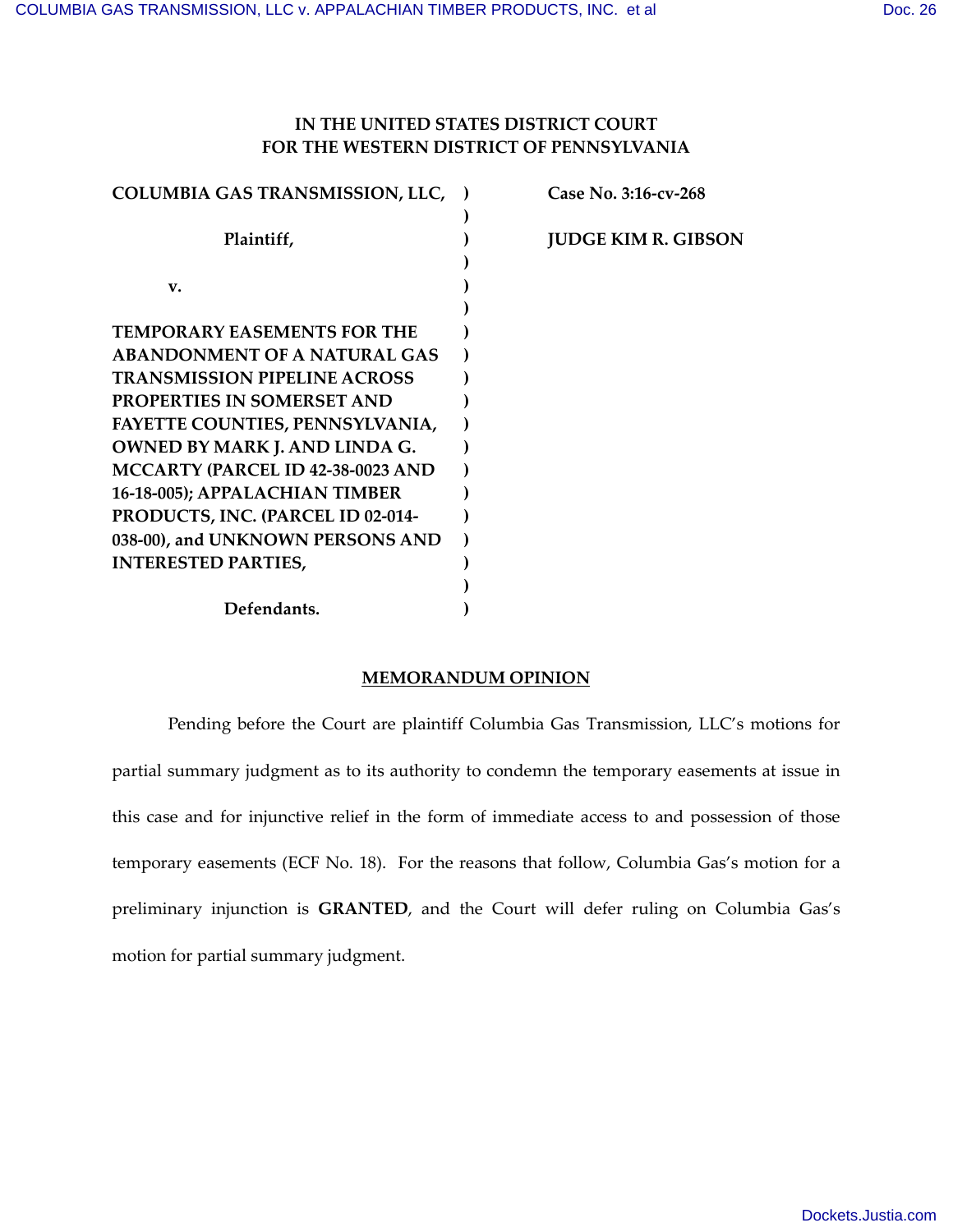**IN THE UNITED STATES DISTRICT COURT**
**FOR THE WESTERN DISTRICT OF PENNSYLVANIA**

| | | |
|---|---|---|
| **COLUMBIA GAS TRANSMISSION, LLC,** | ) | **Case No. 3:16-cv-268** |
| | ) | |
| **Plaintiff,** | ) | **JUDGE KIM R. GIBSON** |
| | ) | |
| **v.** | ) | |
| | ) | |
| **TEMPORARY EASEMENTS FOR THE ABANDONMENT OF A NATURAL GAS TRANSMISSION PIPELINE ACROSS PROPERTIES IN SOMERSET AND FAYETTE COUNTIES, PENNSYLVANIA, OWNED BY MARK J. AND LINDA G. MCCARTY (PARCEL ID 42-38-0023 AND 16-18-005); APPALACHIAN TIMBER PRODUCTS, INC. (PARCEL ID 02-014-038-00), and UNKNOWN PERSONS AND INTERESTED PARTIES,** | ) | |
| | ) | |
| **Defendants.** | ) | |

## MEMORANDUM OPINION

Pending before the Court are plaintiff Columbia Gas Transmission, LLC's motions for partial summary judgment as to its authority to condemn the temporary easements at issue in this case and for injunctive relief in the form of immediate access to and possession of those temporary easements (ECF No. 18). For the reasons that follow, Columbia Gas's motion for a preliminary injunction is **GRANTED**, and the Court will defer ruling on Columbia Gas's motion for partial summary judgment.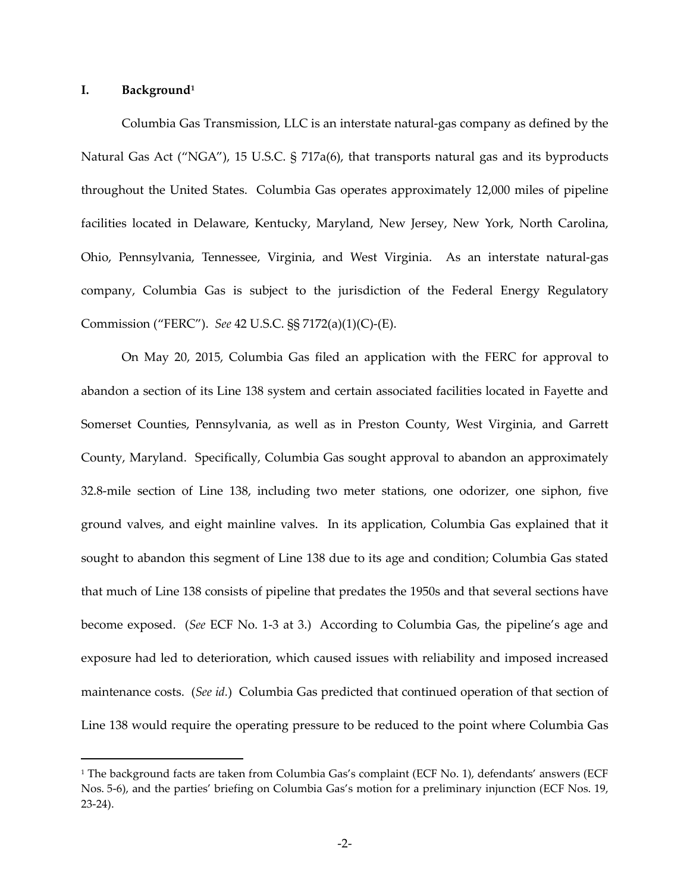## I. Background[1]

Columbia Gas Transmission, LLC is an interstate natural-gas company as defined by the Natural Gas Act ("NGA"), 15 U.S.C. § 717a(6), that transports natural gas and its byproducts throughout the United States. Columbia Gas operates approximately 12,000 miles of pipeline facilities located in Delaware, Kentucky, Maryland, New Jersey, New York, North Carolina, Ohio, Pennsylvania, Tennessee, Virginia, and West Virginia. As an interstate natural-gas company, Columbia Gas is subject to the jurisdiction of the Federal Energy Regulatory Commission ("FERC"). *See* 42 U.S.C. §§ 7172(a)(1)(C)-(E).

On May 20, 2015, Columbia Gas filed an application with the FERC for approval to abandon a section of its Line 138 system and certain associated facilities located in Fayette and Somerset Counties, Pennsylvania, as well as in Preston County, West Virginia, and Garrett County, Maryland. Specifically, Columbia Gas sought approval to abandon an approximately 32.8-mile section of Line 138, including two meter stations, one odorizer, one siphon, five ground valves, and eight mainline valves. In its application, Columbia Gas explained that it sought to abandon this segment of Line 138 due to its age and condition; Columbia Gas stated that much of Line 138 consists of pipeline that predates the 1950s and that several sections have become exposed. (*See* ECF No. 1-3 at 3.) According to Columbia Gas, the pipeline's age and exposure had led to deterioration, which caused issues with reliability and imposed increased maintenance costs. (*See id.*) Columbia Gas predicted that continued operation of that section of Line 138 would require the operating pressure to be reduced to the point where Columbia Gas

---

[1] The background facts are taken from Columbia Gas's complaint (ECF No. 1), defendants' answers (ECF Nos. 5-6), and the parties' briefing on Columbia Gas's motion for a preliminary injunction (ECF Nos. 19, 23-24).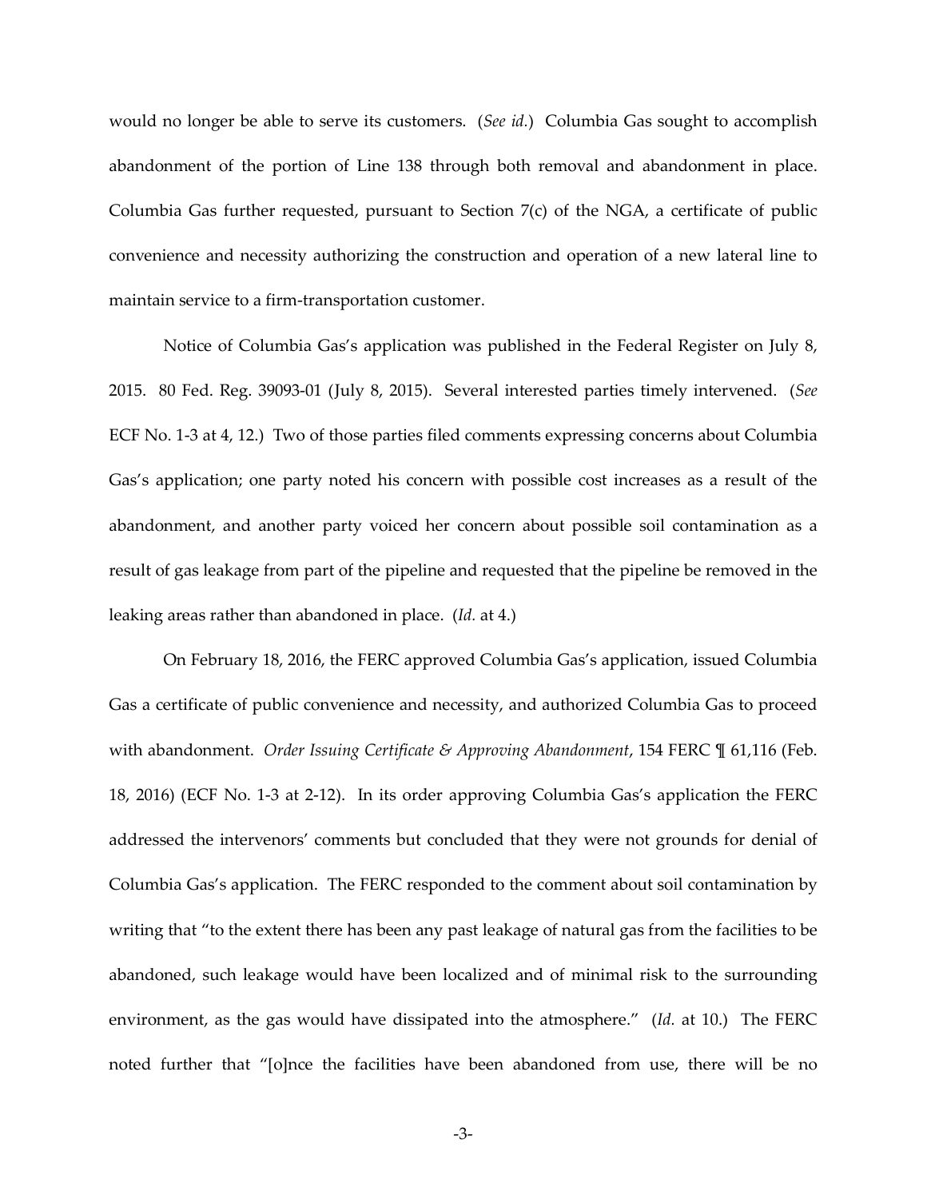would no longer be able to serve its customers. (*See id.*) Columbia Gas sought to accomplish abandonment of the portion of Line 138 through both removal and abandonment in place. Columbia Gas further requested, pursuant to Section 7(c) of the NGA, a certificate of public convenience and necessity authorizing the construction and operation of a new lateral line to maintain service to a firm-transportation customer.

Notice of Columbia Gas's application was published in the Federal Register on July 8, 2015. 80 Fed. Reg. 39093-01 (July 8, 2015). Several interested parties timely intervened. (*See* ECF No. 1-3 at 4, 12.) Two of those parties filed comments expressing concerns about Columbia Gas's application; one party noted his concern with possible cost increases as a result of the abandonment, and another party voiced her concern about possible soil contamination as a result of gas leakage from part of the pipeline and requested that the pipeline be removed in the leaking areas rather than abandoned in place. (*Id.* at 4.)

On February 18, 2016, the FERC approved Columbia Gas's application, issued Columbia Gas a certificate of public convenience and necessity, and authorized Columbia Gas to proceed with abandonment. *Order Issuing Certificate & Approving Abandonment*, 154 FERC ¶ 61,116 (Feb. 18, 2016) (ECF No. 1-3 at 2-12). In its order approving Columbia Gas's application the FERC addressed the intervenors' comments but concluded that they were not grounds for denial of Columbia Gas's application. The FERC responded to the comment about soil contamination by writing that "to the extent there has been any past leakage of natural gas from the facilities to be abandoned, such leakage would have been localized and of minimal risk to the surrounding environment, as the gas would have dissipated into the atmosphere." (*Id.* at 10.) The FERC noted further that "[o]nce the facilities have been abandoned from use, there will be no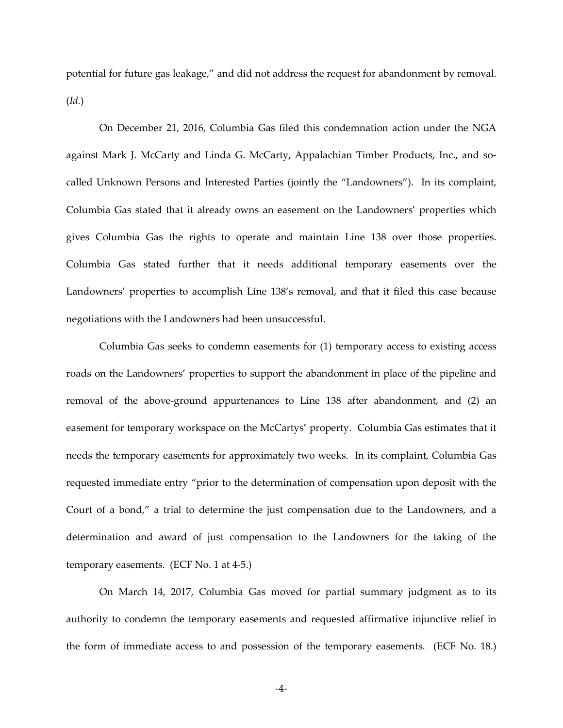potential for future gas leakage," and did not address the request for abandonment by removal. (*Id.*)

On December 21, 2016, Columbia Gas filed this condemnation action under the NGA against Mark J. McCarty and Linda G. McCarty, Appalachian Timber Products, Inc., and so-called Unknown Persons and Interested Parties (jointly the "Landowners"). In its complaint, Columbia Gas stated that it already owns an easement on the Landowners' properties which gives Columbia Gas the rights to operate and maintain Line 138 over those properties. Columbia Gas stated further that it needs additional temporary easements over the Landowners' properties to accomplish Line 138's removal, and that it filed this case because negotiations with the Landowners had been unsuccessful.

Columbia Gas seeks to condemn easements for (1) temporary access to existing access roads on the Landowners' properties to support the abandonment in place of the pipeline and removal of the above-ground appurtenances to Line 138 after abandonment, and (2) an easement for temporary workspace on the McCartys' property. Columbia Gas estimates that it needs the temporary easements for approximately two weeks. In its complaint, Columbia Gas requested immediate entry "prior to the determination of compensation upon deposit with the Court of a bond," a trial to determine the just compensation due to the Landowners, and a determination and award of just compensation to the Landowners for the taking of the temporary easements. (ECF No. 1 at 4-5.)

On March 14, 2017, Columbia Gas moved for partial summary judgment as to its authority to condemn the temporary easements and requested affirmative injunctive relief in the form of immediate access to and possession of the temporary easements. (ECF No. 18.)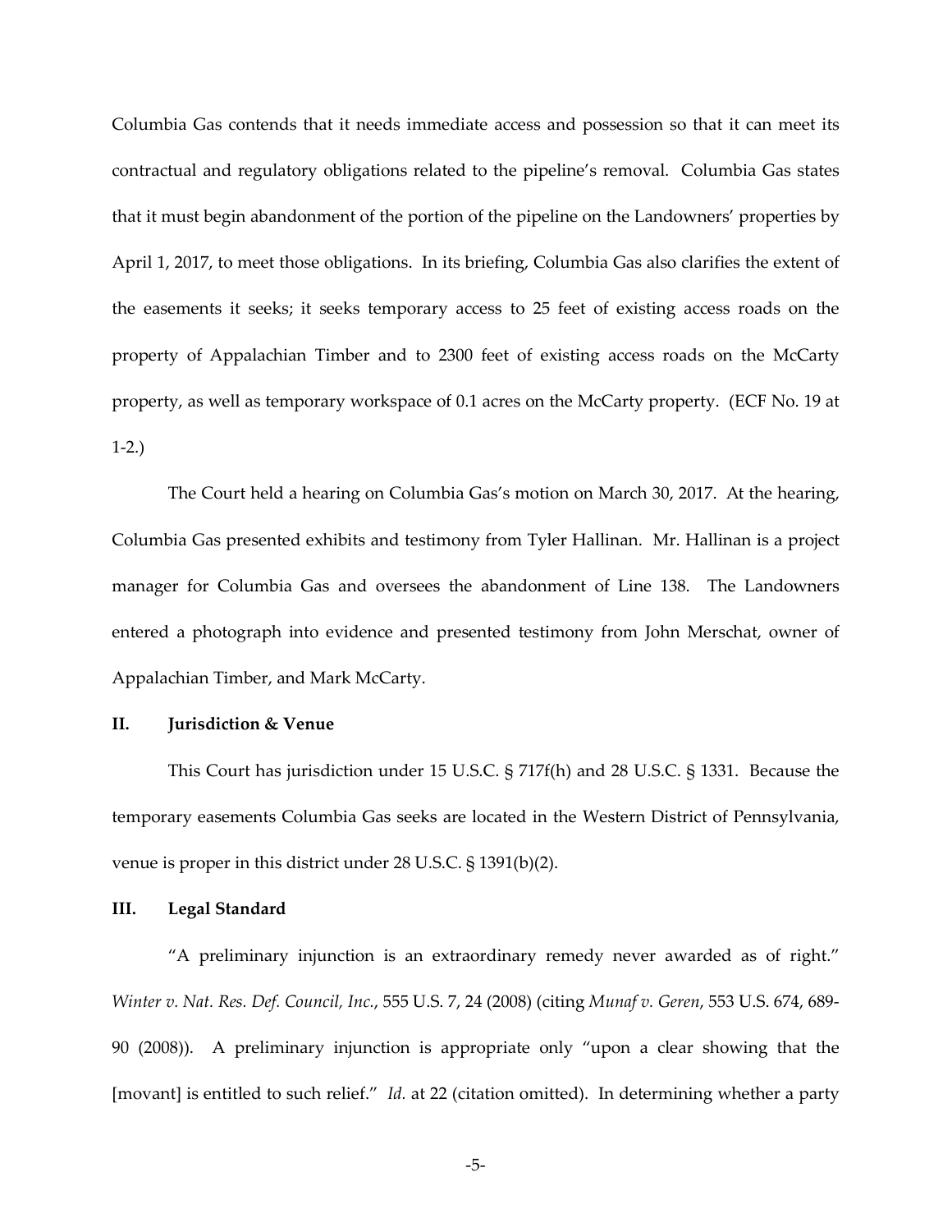Columbia Gas contends that it needs immediate access and possession so that it can meet its contractual and regulatory obligations related to the pipeline's removal. Columbia Gas states that it must begin abandonment of the portion of the pipeline on the Landowners' properties by April 1, 2017, to meet those obligations. In its briefing, Columbia Gas also clarifies the extent of the easements it seeks; it seeks temporary access to 25 feet of existing access roads on the property of Appalachian Timber and to 2300 feet of existing access roads on the McCarty property, as well as temporary workspace of 0.1 acres on the McCarty property. (ECF No. 19 at 1-2.)

The Court held a hearing on Columbia Gas's motion on March 30, 2017. At the hearing, Columbia Gas presented exhibits and testimony from Tyler Hallinan. Mr. Hallinan is a project manager for Columbia Gas and oversees the abandonment of Line 138. The Landowners entered a photograph into evidence and presented testimony from John Merschat, owner of Appalachian Timber, and Mark McCarty.

## II. Jurisdiction & Venue

This Court has jurisdiction under 15 U.S.C. § 717f(h) and 28 U.S.C. § 1331. Because the temporary easements Columbia Gas seeks are located in the Western District of Pennsylvania, venue is proper in this district under 28 U.S.C. § 1391(b)(2).

## III. Legal Standard

"A preliminary injunction is an extraordinary remedy never awarded as of right." *Winter v. Nat. Res. Def. Council, Inc.*, 555 U.S. 7, 24 (2008) (citing *Munaf v. Geren*, 553 U.S. 674, 689-90 (2008)). A preliminary injunction is appropriate only "upon a clear showing that the [movant] is entitled to such relief." *Id.* at 22 (citation omitted). In determining whether a party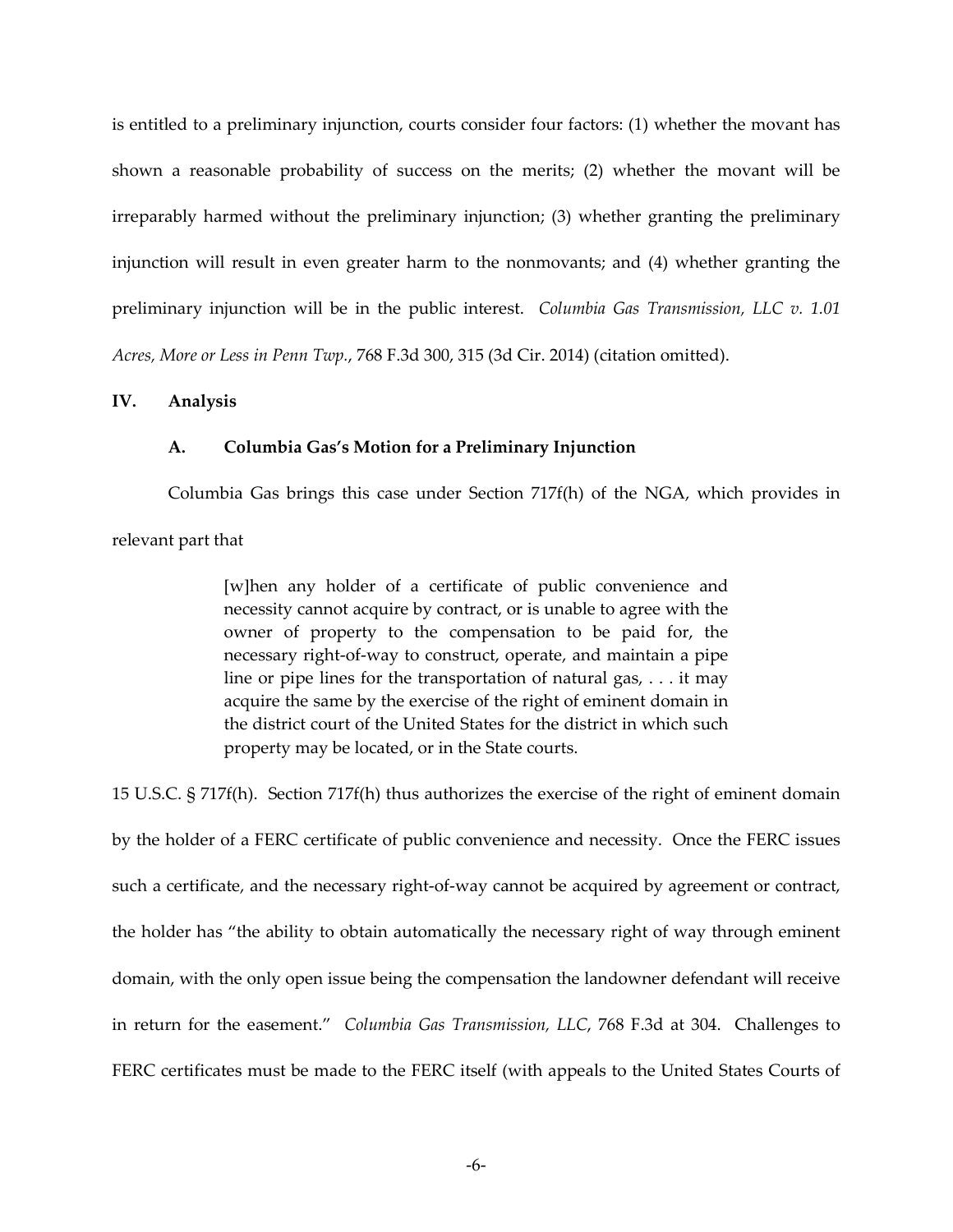is entitled to a preliminary injunction, courts consider four factors: (1) whether the movant has shown a reasonable probability of success on the merits; (2) whether the movant will be irreparably harmed without the preliminary injunction; (3) whether granting the preliminary injunction will result in even greater harm to the nonmovants; and (4) whether granting the preliminary injunction will be in the public interest. *Columbia Gas Transmission, LLC v. 1.01 Acres, More or Less in Penn Twp.*, 768 F.3d 300, 315 (3d Cir. 2014) (citation omitted).

## IV. Analysis

### A. Columbia Gas's Motion for a Preliminary Injunction

Columbia Gas brings this case under Section 717f(h) of the NGA, which provides in relevant part that

> [w]hen any holder of a certificate of public convenience and necessity cannot acquire by contract, or is unable to agree with the owner of property to the compensation to be paid for, the necessary right-of-way to construct, operate, and maintain a pipe line or pipe lines for the transportation of natural gas, . . . it may acquire the same by the exercise of the right of eminent domain in the district court of the United States for the district in which such property may be located, or in the State courts.

15 U.S.C. § 717f(h). Section 717f(h) thus authorizes the exercise of the right of eminent domain by the holder of a FERC certificate of public convenience and necessity. Once the FERC issues such a certificate, and the necessary right-of-way cannot be acquired by agreement or contract, the holder has "the ability to obtain automatically the necessary right of way through eminent domain, with the only open issue being the compensation the landowner defendant will receive in return for the easement." *Columbia Gas Transmission, LLC*, 768 F.3d at 304. Challenges to FERC certificates must be made to the FERC itself (with appeals to the United States Courts of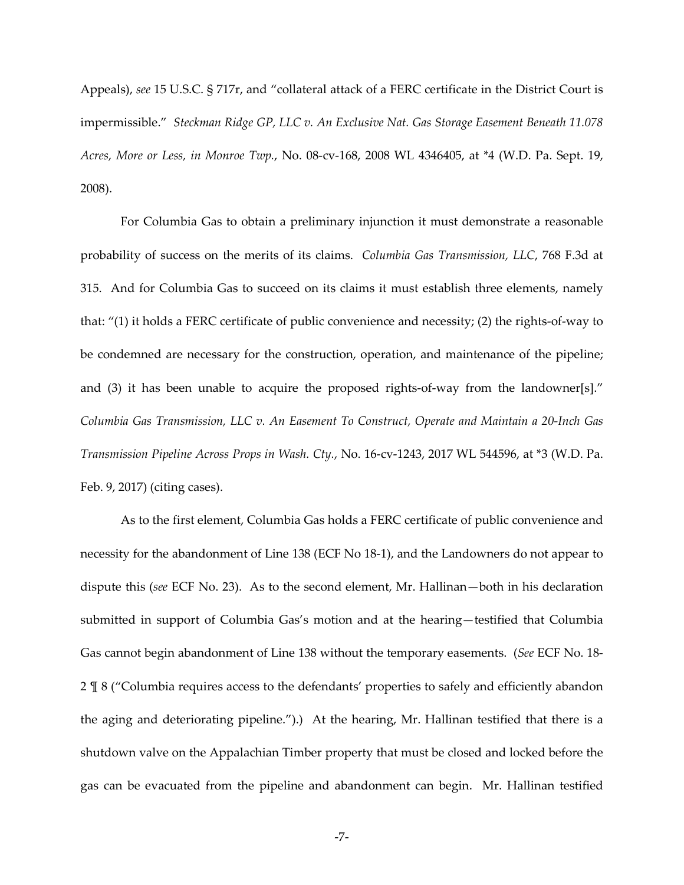Appeals), *see* 15 U.S.C. § 717r, and "collateral attack of a FERC certificate in the District Court is impermissible." *Steckman Ridge GP, LLC v. An Exclusive Nat. Gas Storage Easement Beneath 11.078 Acres, More or Less, in Monroe Twp.*, No. 08-cv-168, 2008 WL 4346405, at *4 (W.D. Pa. Sept. 19, 2008).

For Columbia Gas to obtain a preliminary injunction it must demonstrate a reasonable probability of success on the merits of its claims. *Columbia Gas Transmission, LLC*, 768 F.3d at 315. And for Columbia Gas to succeed on its claims it must establish three elements, namely that: "(1) it holds a FERC certificate of public convenience and necessity; (2) the rights-of-way to be condemned are necessary for the construction, operation, and maintenance of the pipeline; and (3) it has been unable to acquire the proposed rights-of-way from the landowner[s]." *Columbia Gas Transmission, LLC v. An Easement To Construct, Operate and Maintain a 20-Inch Gas Transmission Pipeline Across Props in Wash. Cty.*, No. 16-cv-1243, 2017 WL 544596, at *3 (W.D. Pa. Feb. 9, 2017) (citing cases).

As to the first element, Columbia Gas holds a FERC certificate of public convenience and necessity for the abandonment of Line 138 (ECF No 18-1), and the Landowners do not appear to dispute this (*see* ECF No. 23). As to the second element, Mr. Hallinan—both in his declaration submitted in support of Columbia Gas's motion and at the hearing—testified that Columbia Gas cannot begin abandonment of Line 138 without the temporary easements. (*See* ECF No. 18-2 ¶ 8 ("Columbia requires access to the defendants' properties to safely and efficiently abandon the aging and deteriorating pipeline.").) At the hearing, Mr. Hallinan testified that there is a shutdown valve on the Appalachian Timber property that must be closed and locked before the gas can be evacuated from the pipeline and abandonment can begin. Mr. Hallinan testified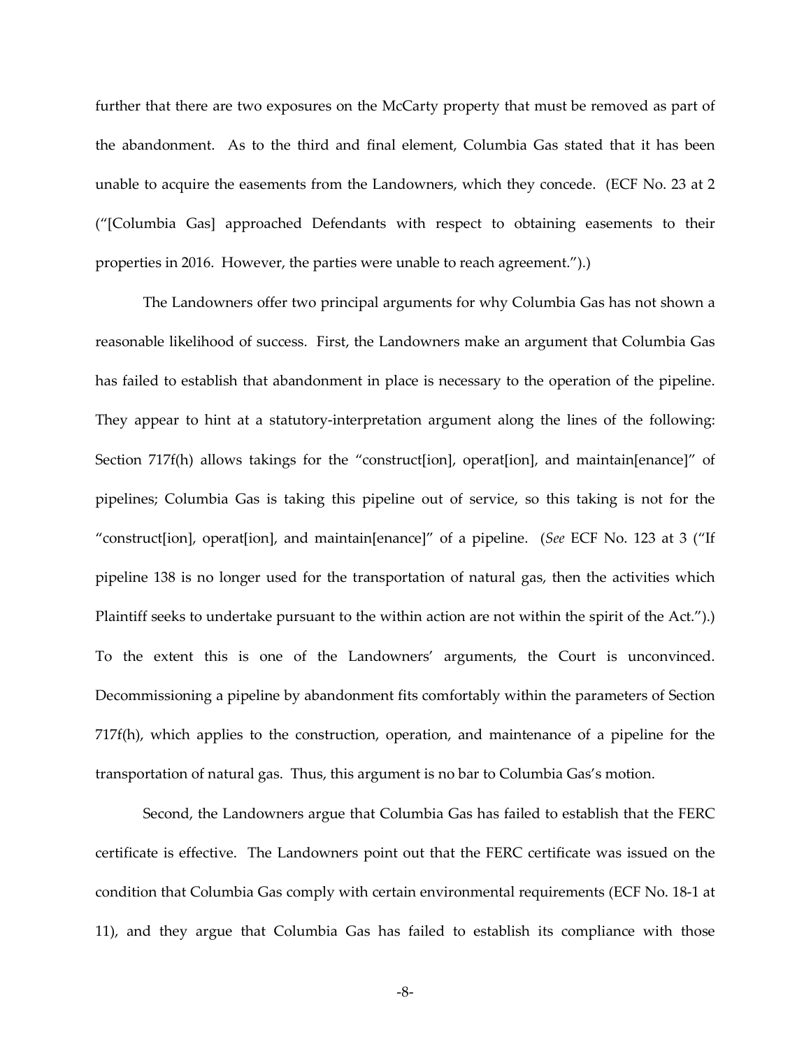further that there are two exposures on the McCarty property that must be removed as part of the abandonment. As to the third and final element, Columbia Gas stated that it has been unable to acquire the easements from the Landowners, which they concede. (ECF No. 23 at 2 ("[Columbia Gas] approached Defendants with respect to obtaining easements to their properties in 2016. However, the parties were unable to reach agreement.").)

The Landowners offer two principal arguments for why Columbia Gas has not shown a reasonable likelihood of success. First, the Landowners make an argument that Columbia Gas has failed to establish that abandonment in place is necessary to the operation of the pipeline. They appear to hint at a statutory-interpretation argument along the lines of the following: Section 717f(h) allows takings for the "construct[ion], operat[ion], and maintain[enance]" of pipelines; Columbia Gas is taking this pipeline out of service, so this taking is not for the "construct[ion], operat[ion], and maintain[enance]" of a pipeline. (*See* ECF No. 123 at 3 ("If pipeline 138 is no longer used for the transportation of natural gas, then the activities which Plaintiff seeks to undertake pursuant to the within action are not within the spirit of the Act.").) To the extent this is one of the Landowners' arguments, the Court is unconvinced. Decommissioning a pipeline by abandonment fits comfortably within the parameters of Section 717f(h), which applies to the construction, operation, and maintenance of a pipeline for the transportation of natural gas. Thus, this argument is no bar to Columbia Gas's motion.

Second, the Landowners argue that Columbia Gas has failed to establish that the FERC certificate is effective. The Landowners point out that the FERC certificate was issued on the condition that Columbia Gas comply with certain environmental requirements (ECF No. 18-1 at 11), and they argue that Columbia Gas has failed to establish its compliance with those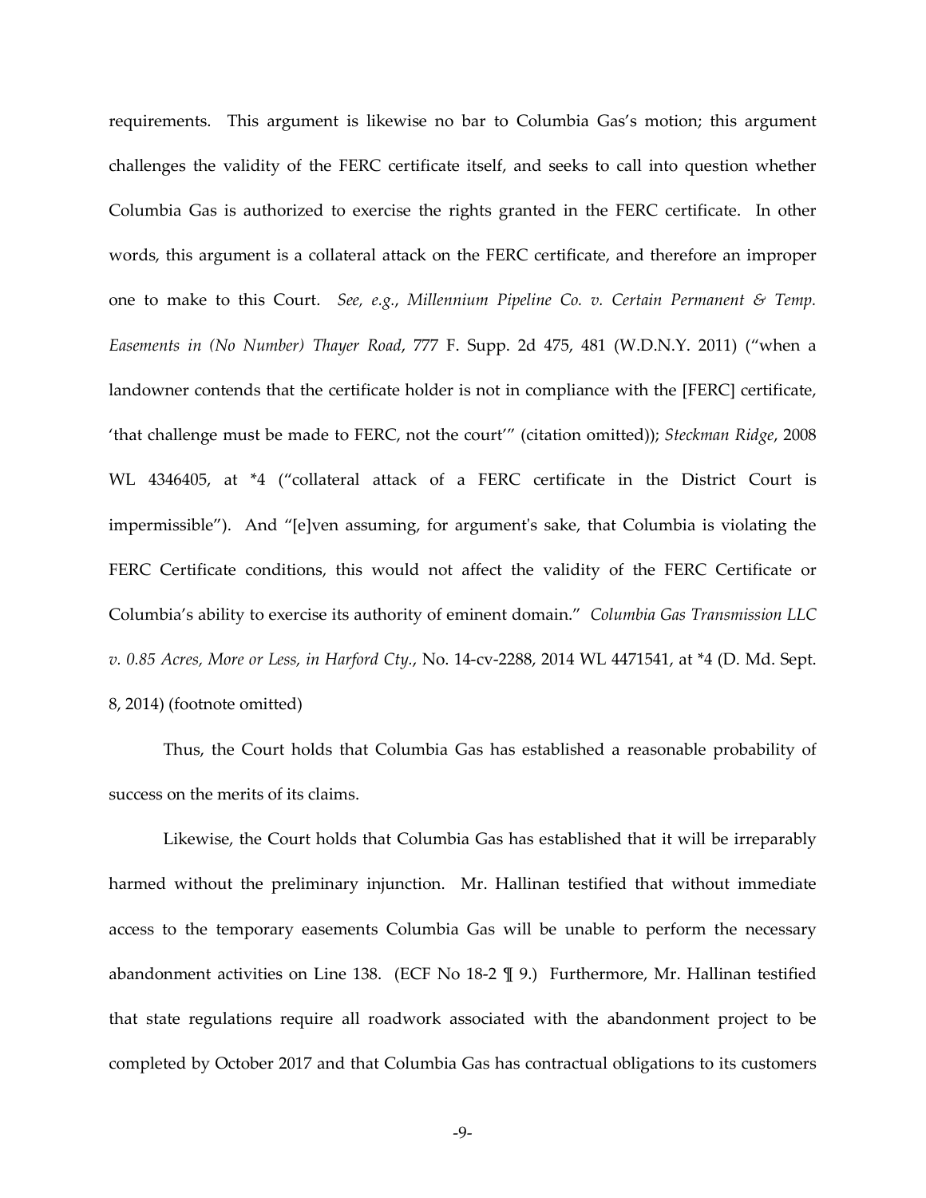requirements. This argument is likewise no bar to Columbia Gas's motion; this argument challenges the validity of the FERC certificate itself, and seeks to call into question whether Columbia Gas is authorized to exercise the rights granted in the FERC certificate. In other words, this argument is a collateral attack on the FERC certificate, and therefore an improper one to make to this Court. *See, e.g.*, *Millennium Pipeline Co. v. Certain Permanent & Temp. Easements in (No Number) Thayer Road*, 777 F. Supp. 2d 475, 481 (W.D.N.Y. 2011) ("when a landowner contends that the certificate holder is not in compliance with the [FERC] certificate, 'that challenge must be made to FERC, not the court'" (citation omitted)); *Steckman Ridge*, 2008 WL 4346405, at *4 ("collateral attack of a FERC certificate in the District Court is impermissible"). And "[e]ven assuming, for argument's sake, that Columbia is violating the FERC Certificate conditions, this would not affect the validity of the FERC Certificate or Columbia's ability to exercise its authority of eminent domain." *Columbia Gas Transmission LLC v. 0.85 Acres, More or Less, in Harford Cty.*, No. 14-cv-2288, 2014 WL 4471541, at *4 (D. Md. Sept. 8, 2014) (footnote omitted)

Thus, the Court holds that Columbia Gas has established a reasonable probability of success on the merits of its claims.

Likewise, the Court holds that Columbia Gas has established that it will be irreparably harmed without the preliminary injunction. Mr. Hallinan testified that without immediate access to the temporary easements Columbia Gas will be unable to perform the necessary abandonment activities on Line 138. (ECF No 18-2 ¶ 9.) Furthermore, Mr. Hallinan testified that state regulations require all roadwork associated with the abandonment project to be completed by October 2017 and that Columbia Gas has contractual obligations to its customers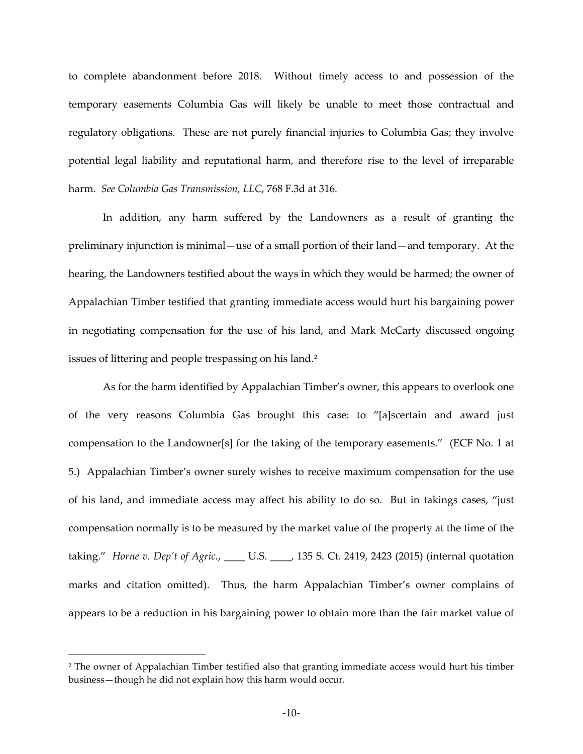to complete abandonment before 2018. Without timely access to and possession of the temporary easements Columbia Gas will likely be unable to meet those contractual and regulatory obligations. These are not purely financial injuries to Columbia Gas; they involve potential legal liability and reputational harm, and therefore rise to the level of irreparable harm. *See Columbia Gas Transmission, LLC*, 768 F.3d at 316.

In addition, any harm suffered by the Landowners as a result of granting the preliminary injunction is minimal—use of a small portion of their land—and temporary. At the hearing, the Landowners testified about the ways in which they would be harmed; the owner of Appalachian Timber testified that granting immediate access would hurt his bargaining power in negotiating compensation for the use of his land, and Mark McCarty discussed ongoing issues of littering and people trespassing on his land.[2]

As for the harm identified by Appalachian Timber's owner, this appears to overlook one of the very reasons Columbia Gas brought this case: to "[a]scertain and award just compensation to the Landowner[s] for the taking of the temporary easements." (ECF No. 1 at 5.) Appalachian Timber's owner surely wishes to receive maximum compensation for the use of his land, and immediate access may affect his ability to do so. But in takings cases, "just compensation normally is to be measured by the market value of the property at the time of the taking." *Horne v. Dep't of Agric.*, ____ U.S. ____, 135 S. Ct. 2419, 2423 (2015) (internal quotation marks and citation omitted). Thus, the harm Appalachian Timber's owner complains of appears to be a reduction in his bargaining power to obtain more than the fair market value of

[2] The owner of Appalachian Timber testified also that granting immediate access would hurt his timber business—though he did not explain how this harm would occur.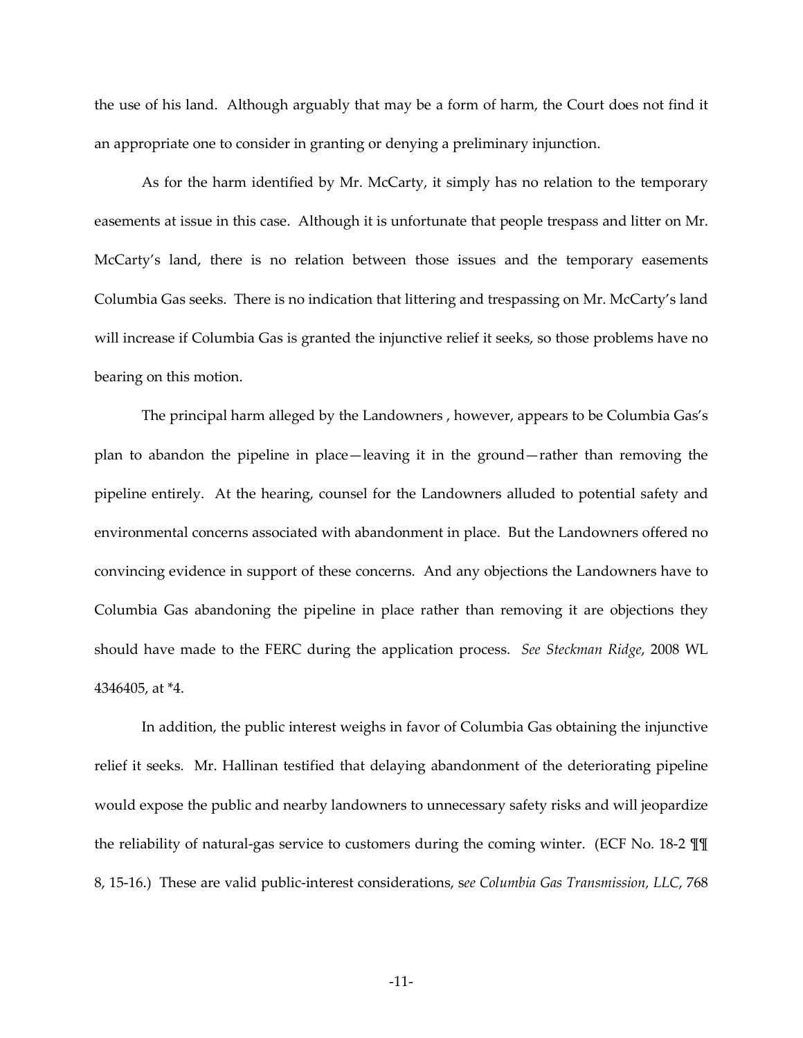the use of his land. Although arguably that may be a form of harm, the Court does not find it an appropriate one to consider in granting or denying a preliminary injunction.

As for the harm identified by Mr. McCarty, it simply has no relation to the temporary easements at issue in this case. Although it is unfortunate that people trespass and litter on Mr. McCarty's land, there is no relation between those issues and the temporary easements Columbia Gas seeks. There is no indication that littering and trespassing on Mr. McCarty's land will increase if Columbia Gas is granted the injunctive relief it seeks, so those problems have no bearing on this motion.

The principal harm alleged by the Landowners , however, appears to be Columbia Gas's plan to abandon the pipeline in place—leaving it in the ground—rather than removing the pipeline entirely. At the hearing, counsel for the Landowners alluded to potential safety and environmental concerns associated with abandonment in place. But the Landowners offered no convincing evidence in support of these concerns. And any objections the Landowners have to Columbia Gas abandoning the pipeline in place rather than removing it are objections they should have made to the FERC during the application process. *See Steckman Ridge*, 2008 WL 4346405, at *4.

In addition, the public interest weighs in favor of Columbia Gas obtaining the injunctive relief it seeks. Mr. Hallinan testified that delaying abandonment of the deteriorating pipeline would expose the public and nearby landowners to unnecessary safety risks and will jeopardize the reliability of natural-gas service to customers during the coming winter. (ECF No. 18-2 ¶¶ 8, 15-16.) These are valid public-interest considerations, s*ee Columbia Gas Transmission, LLC*, 768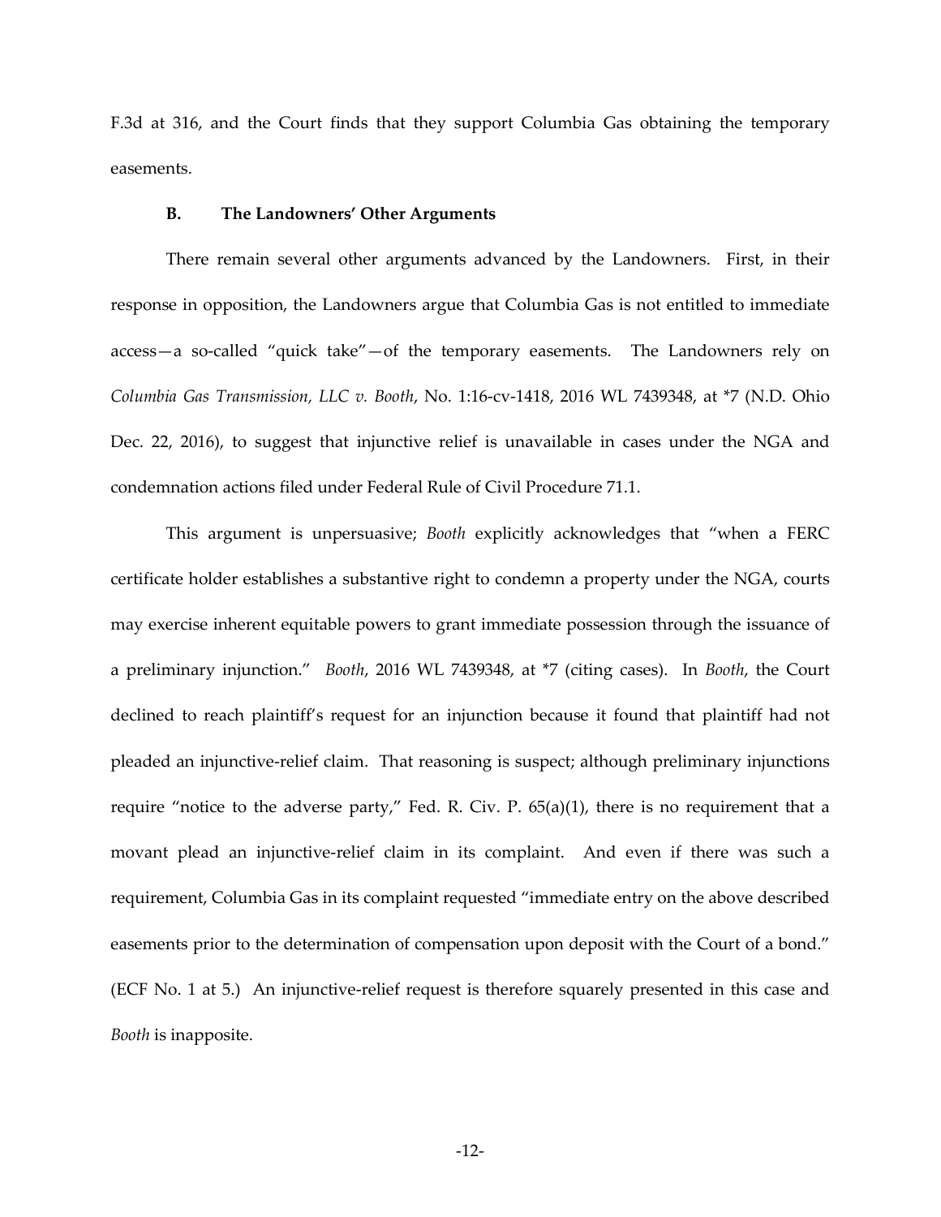F.3d at 316, and the Court finds that they support Columbia Gas obtaining the temporary easements.

### B. The Landowners' Other Arguments

There remain several other arguments advanced by the Landowners. First, in their response in opposition, the Landowners argue that Columbia Gas is not entitled to immediate access—a so-called "quick take"—of the temporary easements. The Landowners rely on *Columbia Gas Transmission, LLC v. Booth*, No. 1:16-cv-1418, 2016 WL 7439348, at *7 (N.D. Ohio Dec. 22, 2016), to suggest that injunctive relief is unavailable in cases under the NGA and condemnation actions filed under Federal Rule of Civil Procedure 71.1.

This argument is unpersuasive; *Booth* explicitly acknowledges that "when a FERC certificate holder establishes a substantive right to condemn a property under the NGA, courts may exercise inherent equitable powers to grant immediate possession through the issuance of a preliminary injunction." *Booth*, 2016 WL 7439348, at *7 (citing cases). In *Booth*, the Court declined to reach plaintiff's request for an injunction because it found that plaintiff had not pleaded an injunctive-relief claim. That reasoning is suspect; although preliminary injunctions require "notice to the adverse party," Fed. R. Civ. P. 65(a)(1), there is no requirement that a movant plead an injunctive-relief claim in its complaint. And even if there was such a requirement, Columbia Gas in its complaint requested "immediate entry on the above described easements prior to the determination of compensation upon deposit with the Court of a bond." (ECF No. 1 at 5.) An injunctive-relief request is therefore squarely presented in this case and *Booth* is inapposite.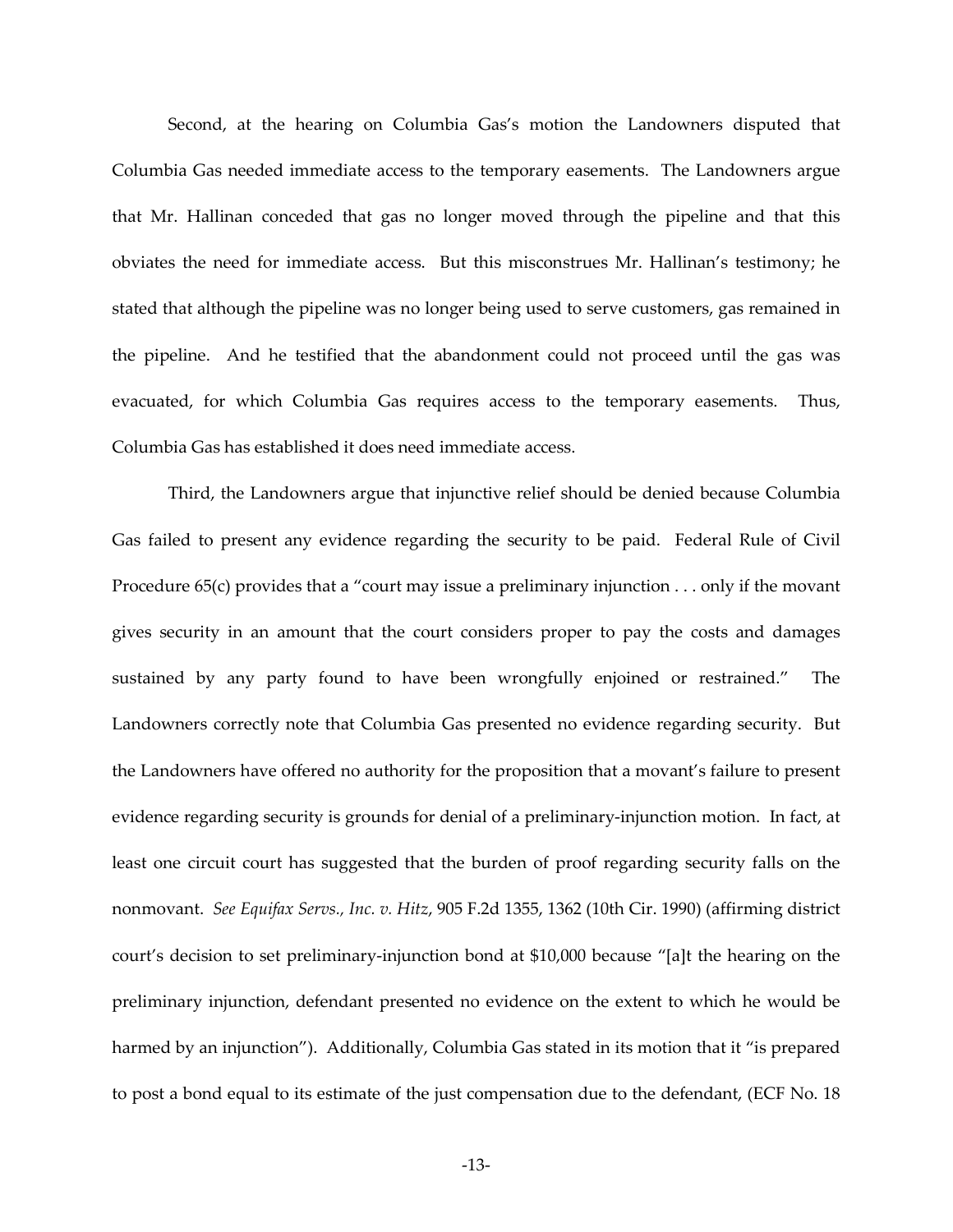Second, at the hearing on Columbia Gas's motion the Landowners disputed that Columbia Gas needed immediate access to the temporary easements. The Landowners argue that Mr. Hallinan conceded that gas no longer moved through the pipeline and that this obviates the need for immediate access. But this misconstrues Mr. Hallinan's testimony; he stated that although the pipeline was no longer being used to serve customers, gas remained in the pipeline. And he testified that the abandonment could not proceed until the gas was evacuated, for which Columbia Gas requires access to the temporary easements. Thus, Columbia Gas has established it does need immediate access.

Third, the Landowners argue that injunctive relief should be denied because Columbia Gas failed to present any evidence regarding the security to be paid. Federal Rule of Civil Procedure 65(c) provides that a "court may issue a preliminary injunction . . . only if the movant gives security in an amount that the court considers proper to pay the costs and damages sustained by any party found to have been wrongfully enjoined or restrained." The Landowners correctly note that Columbia Gas presented no evidence regarding security. But the Landowners have offered no authority for the proposition that a movant's failure to present evidence regarding security is grounds for denial of a preliminary-injunction motion. In fact, at least one circuit court has suggested that the burden of proof regarding security falls on the nonmovant. *See Equifax Servs., Inc. v. Hitz*, 905 F.2d 1355, 1362 (10th Cir. 1990) (affirming district court's decision to set preliminary-injunction bond at $10,000 because "[a]t the hearing on the preliminary injunction, defendant presented no evidence on the extent to which he would be harmed by an injunction"). Additionally, Columbia Gas stated in its motion that it "is prepared to post a bond equal to its estimate of the just compensation due to the defendant, (ECF No. 18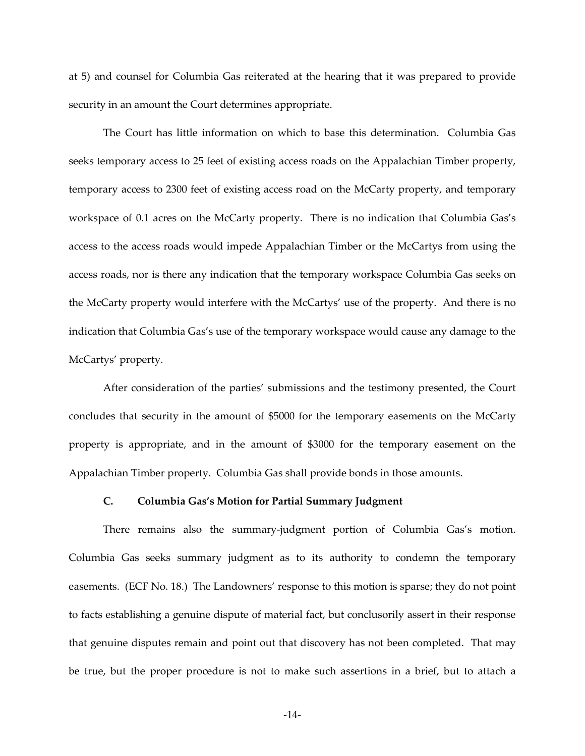at 5) and counsel for Columbia Gas reiterated at the hearing that it was prepared to provide security in an amount the Court determines appropriate.

The Court has little information on which to base this determination. Columbia Gas seeks temporary access to 25 feet of existing access roads on the Appalachian Timber property, temporary access to 2300 feet of existing access road on the McCarty property, and temporary workspace of 0.1 acres on the McCarty property. There is no indication that Columbia Gas's access to the access roads would impede Appalachian Timber or the McCartys from using the access roads, nor is there any indication that the temporary workspace Columbia Gas seeks on the McCarty property would interfere with the McCartys' use of the property. And there is no indication that Columbia Gas's use of the temporary workspace would cause any damage to the McCartys' property.

After consideration of the parties' submissions and the testimony presented, the Court concludes that security in the amount of $5000 for the temporary easements on the McCarty property is appropriate, and in the amount of $3000 for the temporary easement on the Appalachian Timber property. Columbia Gas shall provide bonds in those amounts.

### C. Columbia Gas's Motion for Partial Summary Judgment

There remains also the summary-judgment portion of Columbia Gas's motion. Columbia Gas seeks summary judgment as to its authority to condemn the temporary easements. (ECF No. 18.) The Landowners' response to this motion is sparse; they do not point to facts establishing a genuine dispute of material fact, but conclusorily assert in their response that genuine disputes remain and point out that discovery has not been completed. That may be true, but the proper procedure is not to make such assertions in a brief, but to attach a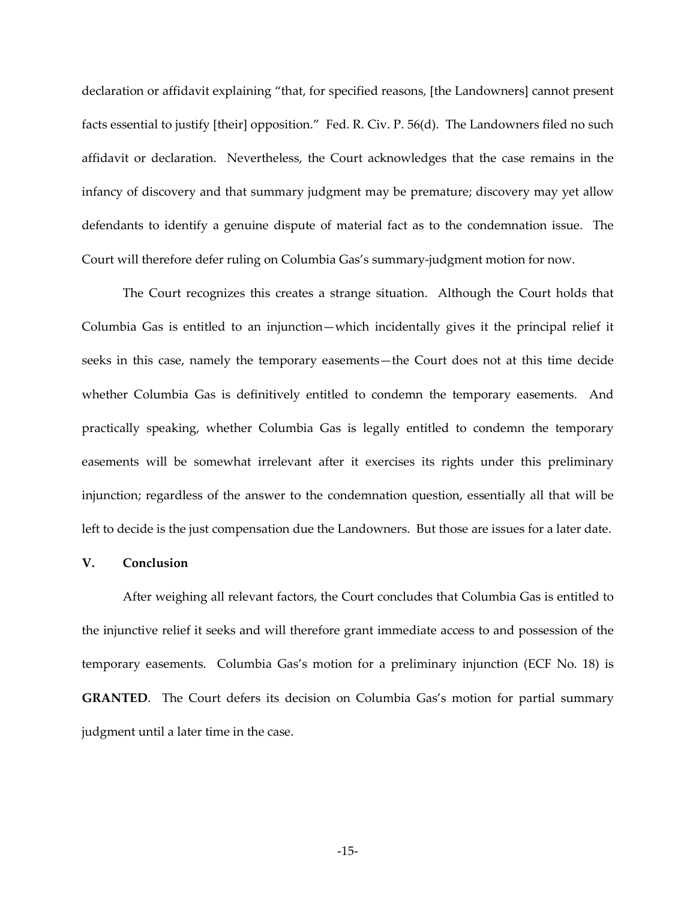declaration or affidavit explaining "that, for specified reasons, [the Landowners] cannot present facts essential to justify [their] opposition." Fed. R. Civ. P. 56(d). The Landowners filed no such affidavit or declaration. Nevertheless, the Court acknowledges that the case remains in the infancy of discovery and that summary judgment may be premature; discovery may yet allow defendants to identify a genuine dispute of material fact as to the condemnation issue. The Court will therefore defer ruling on Columbia Gas's summary-judgment motion for now.

The Court recognizes this creates a strange situation. Although the Court holds that Columbia Gas is entitled to an injunction—which incidentally gives it the principal relief it seeks in this case, namely the temporary easements—the Court does not at this time decide whether Columbia Gas is definitively entitled to condemn the temporary easements. And practically speaking, whether Columbia Gas is legally entitled to condemn the temporary easements will be somewhat irrelevant after it exercises its rights under this preliminary injunction; regardless of the answer to the condemnation question, essentially all that will be left to decide is the just compensation due the Landowners. But those are issues for a later date.

## V. Conclusion

After weighing all relevant factors, the Court concludes that Columbia Gas is entitled to the injunctive relief it seeks and will therefore grant immediate access to and possession of the temporary easements. Columbia Gas's motion for a preliminary injunction (ECF No. 18) is **GRANTED**. The Court defers its decision on Columbia Gas's motion for partial summary judgment until a later time in the case.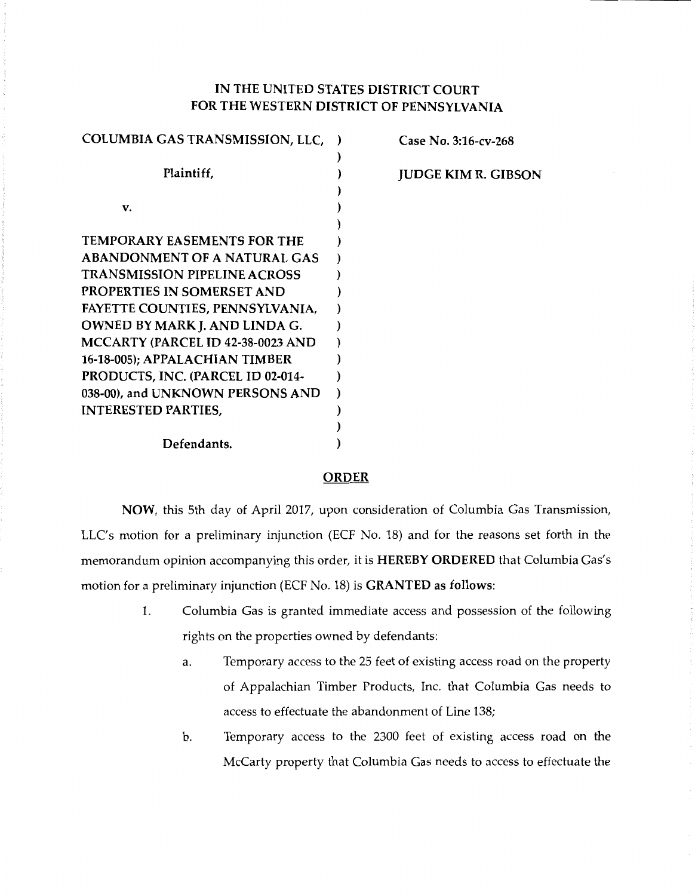# IN THE UNITED STATES DISTRICT COURT FOR THE WESTERN DISTRICT OF PENNSYLVANIA

| | | |
|---|---|---|
| COLUMBIA GAS TRANSMISSION, LLC, | ) | Case No. 3:16-cv-268 |
| | ) | |
| Plaintiff, | ) | JUDGE KIM R. GIBSON |
| | ) | |
| v. | ) | |
| | ) | |
| TEMPORARY EASEMENTS FOR THE ABANDONMENT OF A NATURAL GAS TRANSMISSION PIPELINE ACROSS PROPERTIES IN SOMERSET AND FAYETTE COUNTIES, PENNSYLVANIA, OWNED BY MARK J. AND LINDA G. MCCARTY (PARCEL ID 42-38-0023 AND 16-18-005); APPALACHIAN TIMBER PRODUCTS, INC. (PARCEL ID 02-014-038-00), and UNKNOWN PERSONS AND INTERESTED PARTIES, | ) | |
| | ) | |
| Defendants. | ) | |

## ORDER

**NOW**, this 5th day of April 2017, upon consideration of Columbia Gas Transmission, LLC's motion for a preliminary injunction (ECF No. 18) and for the reasons set forth in the memorandum opinion accompanying this order, it is **HEREBY ORDERED** that Columbia Gas's motion for a preliminary injunction (ECF No. 18) is **GRANTED as follows**:

1. Columbia Gas is granted immediate access and possession of the following rights on the properties owned by defendants:

   a. Temporary access to the 25 feet of existing access road on the property of Appalachian Timber Products, Inc. that Columbia Gas needs to access to effectuate the abandonment of Line 138;

   b. Temporary access to the 2300 feet of existing access road on the McCarty property that Columbia Gas needs to access to effectuate the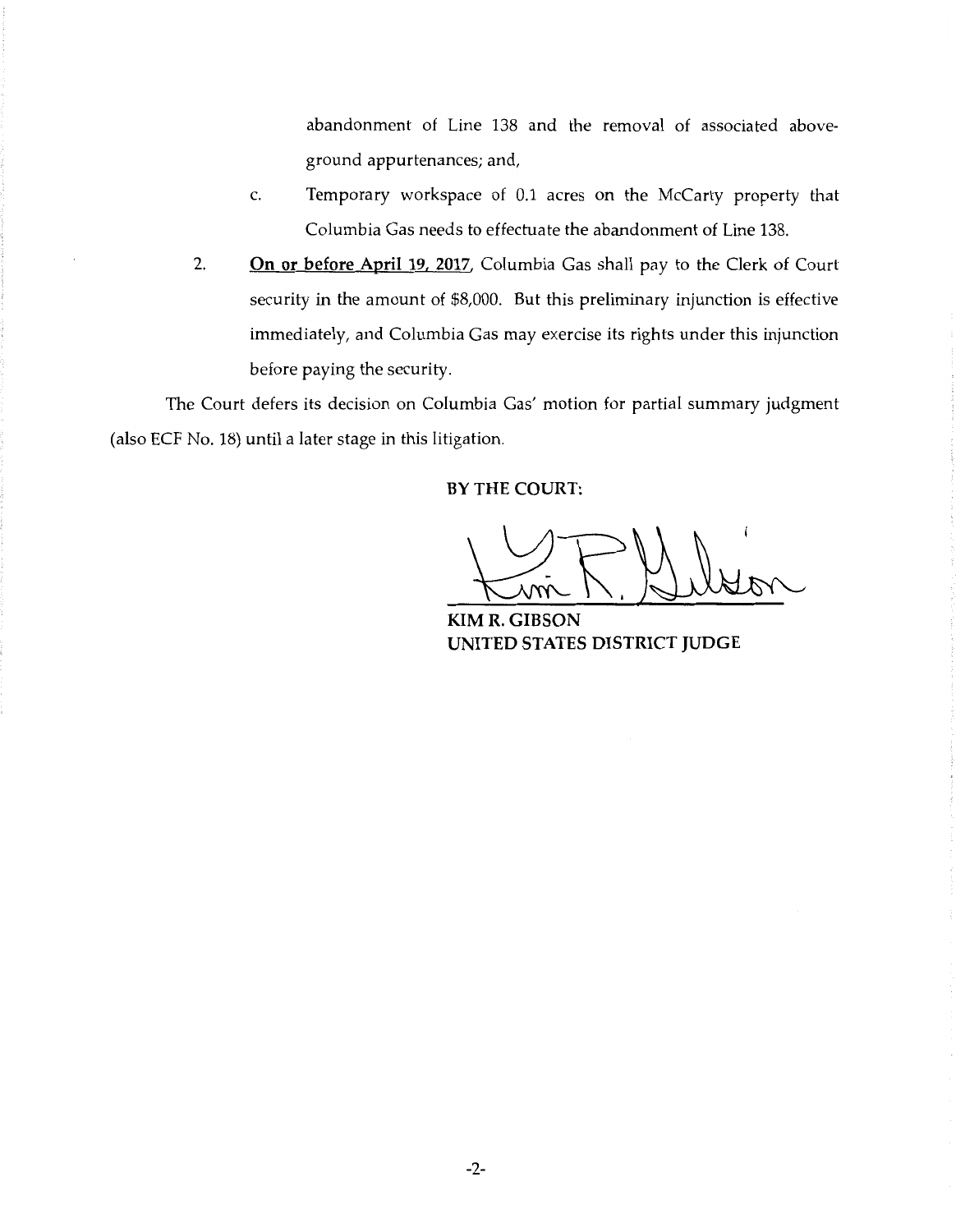abandonment of Line 138 and the removal of associated above-ground appurtenances; and,

c. Temporary workspace of 0.1 acres on the McCarty property that Columbia Gas needs to effectuate the abandonment of Line 138.

2. **On or before April 19, 2017**, Columbia Gas shall pay to the Clerk of Court security in the amount of $8,000. But this preliminary injunction is effective immediately, and Columbia Gas may exercise its rights under this injunction before paying the security.

The Court defers its decision on Columbia Gas' motion for partial summary judgment (also ECF No. 18) until a later stage in this litigation.

BY THE COURT:

KIM R. GIBSON
UNITED STATES DISTRICT JUDGE